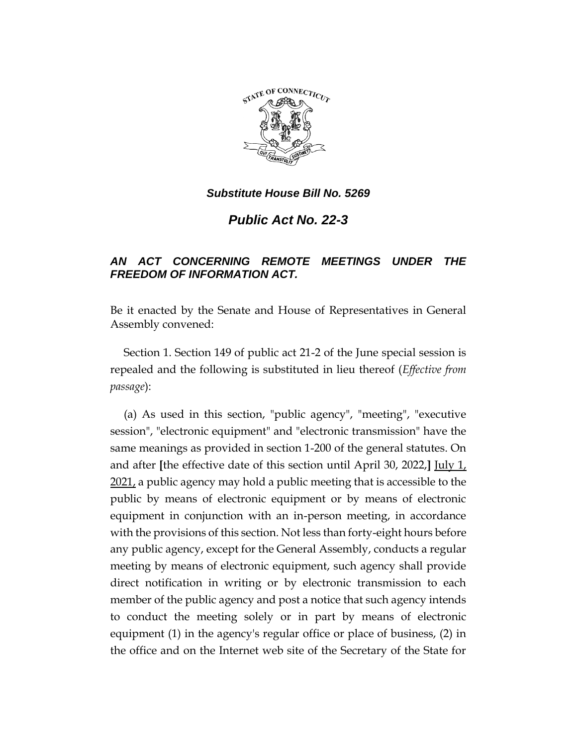***Substitute House Bill No. 5269***

# ***Public Act No. 22-3***

## ***AN ACT CONCERNING REMOTE MEETINGS UNDER THE FREEDOM OF INFORMATION ACT.***

Be it enacted by the Senate and House of Representatives in General Assembly convened:

Section 1. Section 149 of public act 21-2 of the June special session is repealed and the following is substituted in lieu thereof (*Effective from passage*):

(a) As used in this section, "public agency", "meeting", "executive session", "electronic equipment" and "electronic transmission" have the same meanings as provided in section 1-200 of the general statutes. On and after **[**the effective date of this section until April 30, 2022,**]** <u>July 1, 2021,</u> a public agency may hold a public meeting that is accessible to the public by means of electronic equipment or by means of electronic equipment in conjunction with an in-person meeting, in accordance with the provisions of this section. Not less than forty-eight hours before any public agency, except for the General Assembly, conducts a regular meeting by means of electronic equipment, such agency shall provide direct notification in writing or by electronic transmission to each member of the public agency and post a notice that such agency intends to conduct the meeting solely or in part by means of electronic equipment (1) in the agency's regular office or place of business, (2) in the office and on the Internet web site of the Secretary of the State for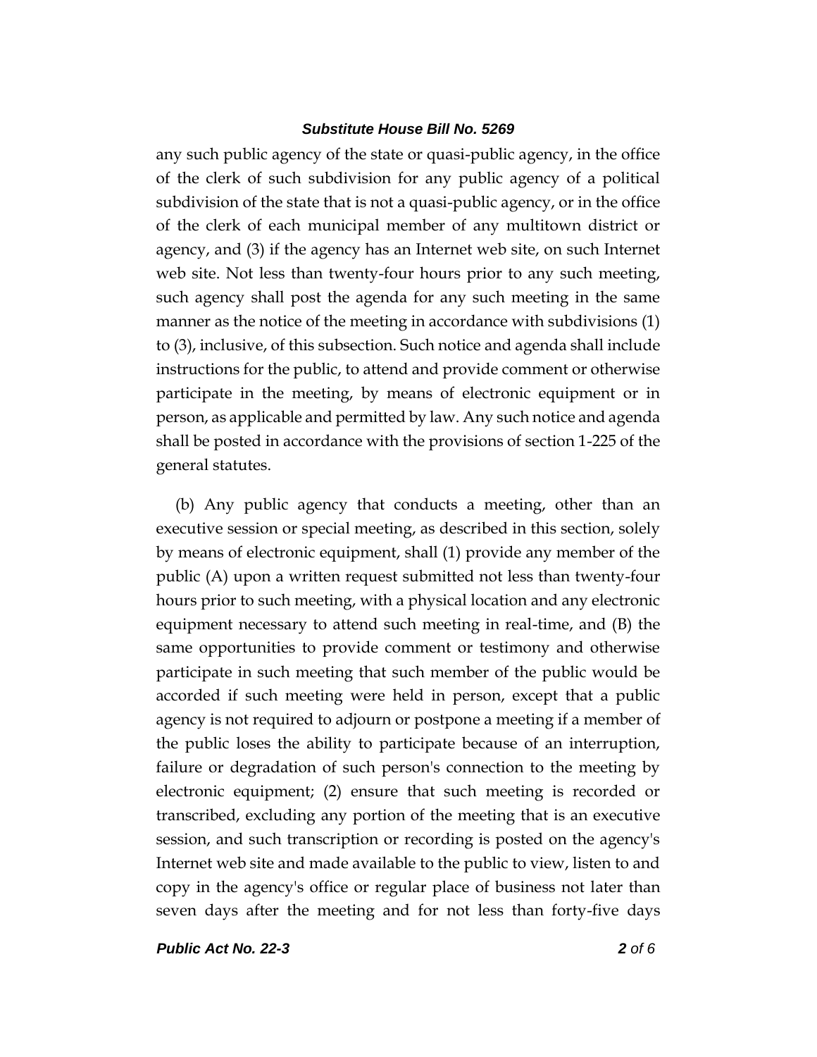any such public agency of the state or quasi-public agency, in the office of the clerk of such subdivision for any public agency of a political subdivision of the state that is not a quasi-public agency, or in the office of the clerk of each municipal member of any multitown district or agency, and (3) if the agency has an Internet web site, on such Internet web site. Not less than twenty-four hours prior to any such meeting, such agency shall post the agenda for any such meeting in the same manner as the notice of the meeting in accordance with subdivisions (1) to (3), inclusive, of this subsection. Such notice and agenda shall include instructions for the public, to attend and provide comment or otherwise participate in the meeting, by means of electronic equipment or in person, as applicable and permitted by law. Any such notice and agenda shall be posted in accordance with the provisions of section 1-225 of the general statutes.

(b) Any public agency that conducts a meeting, other than an executive session or special meeting, as described in this section, solely by means of electronic equipment, shall (1) provide any member of the public (A) upon a written request submitted not less than twenty-four hours prior to such meeting, with a physical location and any electronic equipment necessary to attend such meeting in real-time, and (B) the same opportunities to provide comment or testimony and otherwise participate in such meeting that such member of the public would be accorded if such meeting were held in person, except that a public agency is not required to adjourn or postpone a meeting if a member of the public loses the ability to participate because of an interruption, failure or degradation of such person's connection to the meeting by electronic equipment; (2) ensure that such meeting is recorded or transcribed, excluding any portion of the meeting that is an executive session, and such transcription or recording is posted on the agency's Internet web site and made available to the public to view, listen to and copy in the agency's office or regular place of business not later than seven days after the meeting and for not less than forty-five days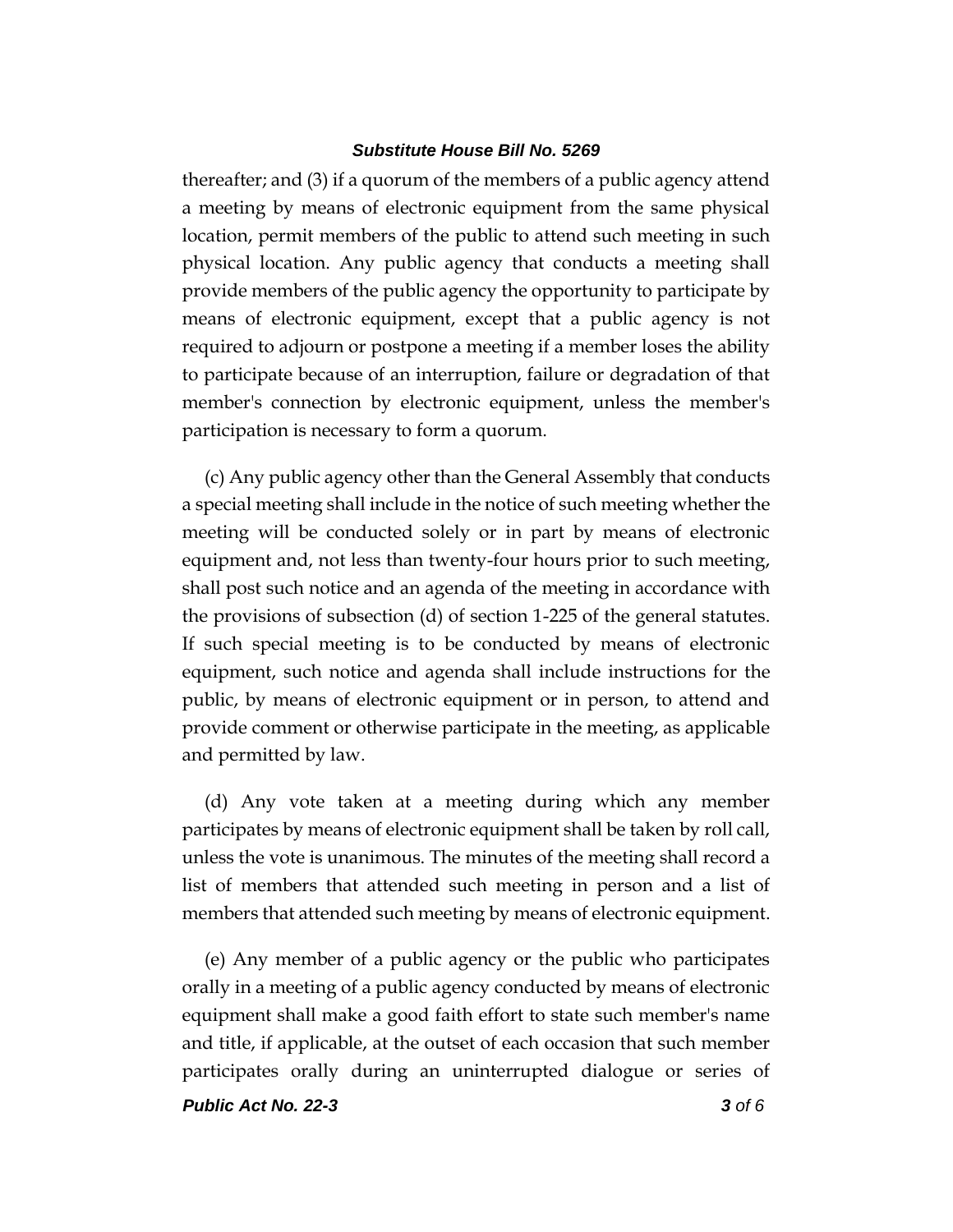thereafter; and (3) if a quorum of the members of a public agency attend a meeting by means of electronic equipment from the same physical location, permit members of the public to attend such meeting in such physical location. Any public agency that conducts a meeting shall provide members of the public agency the opportunity to participate by means of electronic equipment, except that a public agency is not required to adjourn or postpone a meeting if a member loses the ability to participate because of an interruption, failure or degradation of that member's connection by electronic equipment, unless the member's participation is necessary to form a quorum.

(c) Any public agency other than the General Assembly that conducts a special meeting shall include in the notice of such meeting whether the meeting will be conducted solely or in part by means of electronic equipment and, not less than twenty-four hours prior to such meeting, shall post such notice and an agenda of the meeting in accordance with the provisions of subsection (d) of section 1-225 of the general statutes. If such special meeting is to be conducted by means of electronic equipment, such notice and agenda shall include instructions for the public, by means of electronic equipment or in person, to attend and provide comment or otherwise participate in the meeting, as applicable and permitted by law.

(d) Any vote taken at a meeting during which any member participates by means of electronic equipment shall be taken by roll call, unless the vote is unanimous. The minutes of the meeting shall record a list of members that attended such meeting in person and a list of members that attended such meeting by means of electronic equipment.

(e) Any member of a public agency or the public who participates orally in a meeting of a public agency conducted by means of electronic equipment shall make a good faith effort to state such member's name and title, if applicable, at the outset of each occasion that such member participates orally during an uninterrupted dialogue or series of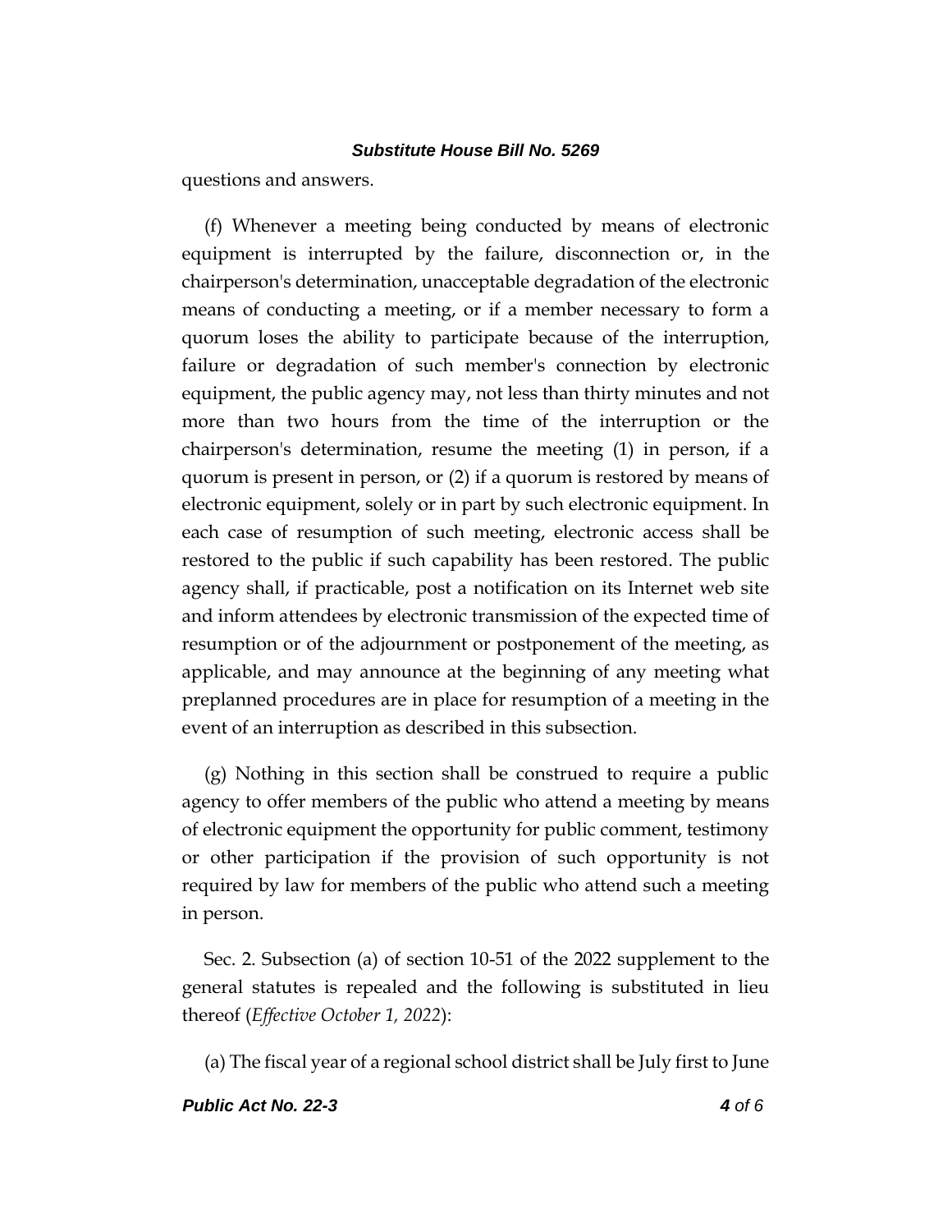questions and answers.

(f) Whenever a meeting being conducted by means of electronic equipment is interrupted by the failure, disconnection or, in the chairperson's determination, unacceptable degradation of the electronic means of conducting a meeting, or if a member necessary to form a quorum loses the ability to participate because of the interruption, failure or degradation of such member's connection by electronic equipment, the public agency may, not less than thirty minutes and not more than two hours from the time of the interruption or the chairperson's determination, resume the meeting (1) in person, if a quorum is present in person, or (2) if a quorum is restored by means of electronic equipment, solely or in part by such electronic equipment. In each case of resumption of such meeting, electronic access shall be restored to the public if such capability has been restored. The public agency shall, if practicable, post a notification on its Internet web site and inform attendees by electronic transmission of the expected time of resumption or of the adjournment or postponement of the meeting, as applicable, and may announce at the beginning of any meeting what preplanned procedures are in place for resumption of a meeting in the event of an interruption as described in this subsection.

(g) Nothing in this section shall be construed to require a public agency to offer members of the public who attend a meeting by means of electronic equipment the opportunity for public comment, testimony or other participation if the provision of such opportunity is not required by law for members of the public who attend such a meeting in person.

Sec. 2. Subsection (a) of section 10-51 of the 2022 supplement to the general statutes is repealed and the following is substituted in lieu thereof (*Effective October 1, 2022*):

(a) The fiscal year of a regional school district shall be July first to June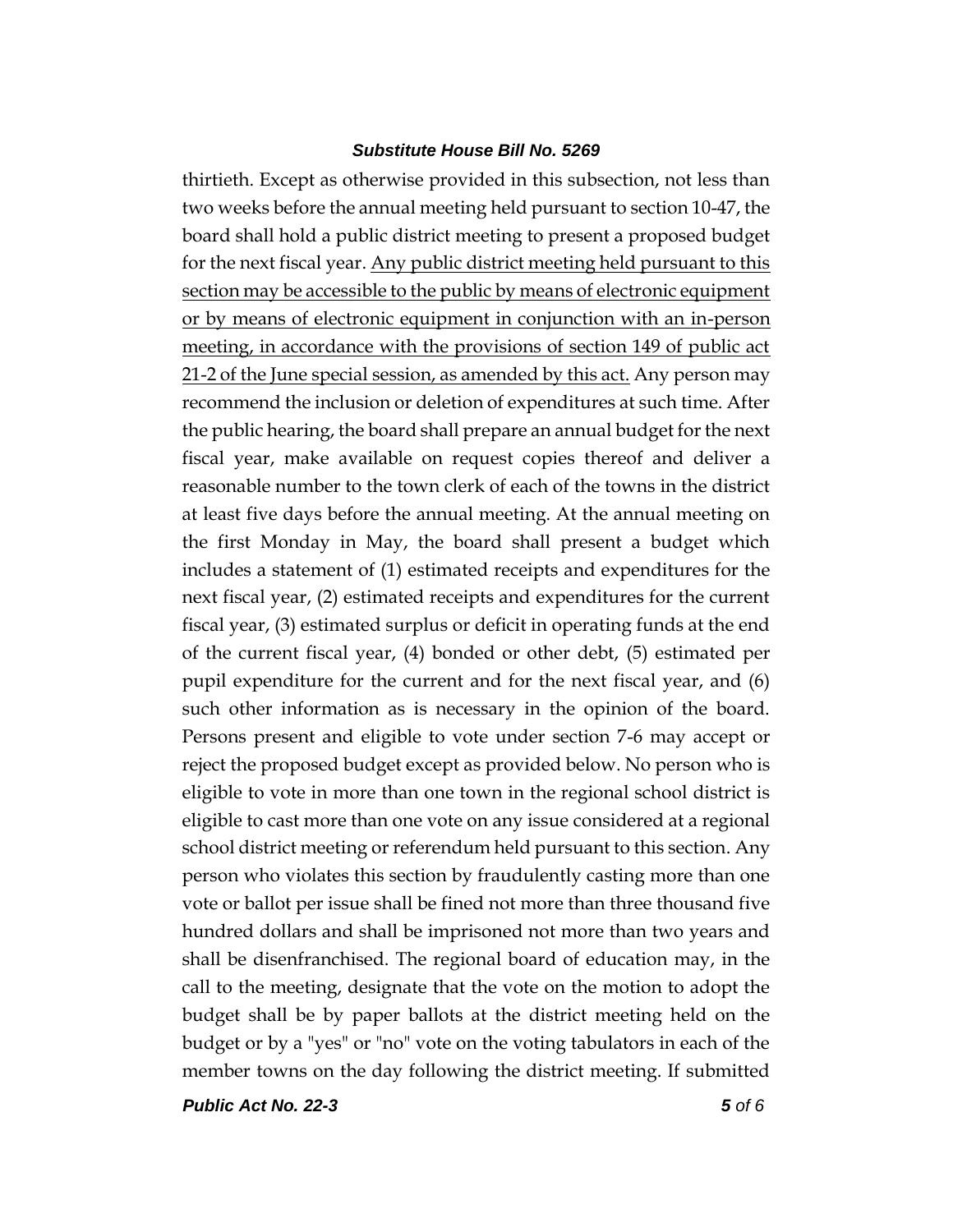thirtieth. Except as otherwise provided in this subsection, not less than two weeks before the annual meeting held pursuant to section 10-47, the board shall hold a public district meeting to present a proposed budget for the next fiscal year. <u>Any public district meeting held pursuant to this section may be accessible to the public by means of electronic equipment or by means of electronic equipment in conjunction with an in-person meeting, in accordance with the provisions of section 149 of public act 21-2 of the June special session, as amended by this act.</u> Any person may recommend the inclusion or deletion of expenditures at such time. After the public hearing, the board shall prepare an annual budget for the next fiscal year, make available on request copies thereof and deliver a reasonable number to the town clerk of each of the towns in the district at least five days before the annual meeting. At the annual meeting on the first Monday in May, the board shall present a budget which includes a statement of (1) estimated receipts and expenditures for the next fiscal year, (2) estimated receipts and expenditures for the current fiscal year, (3) estimated surplus or deficit in operating funds at the end of the current fiscal year, (4) bonded or other debt, (5) estimated per pupil expenditure for the current and for the next fiscal year, and (6) such other information as is necessary in the opinion of the board. Persons present and eligible to vote under section 7-6 may accept or reject the proposed budget except as provided below. No person who is eligible to vote in more than one town in the regional school district is eligible to cast more than one vote on any issue considered at a regional school district meeting or referendum held pursuant to this section. Any person who violates this section by fraudulently casting more than one vote or ballot per issue shall be fined not more than three thousand five hundred dollars and shall be imprisoned not more than two years and shall be disenfranchised. The regional board of education may, in the call to the meeting, designate that the vote on the motion to adopt the budget shall be by paper ballots at the district meeting held on the budget or by a "yes" or "no" vote on the voting tabulators in each of the member towns on the day following the district meeting. If submitted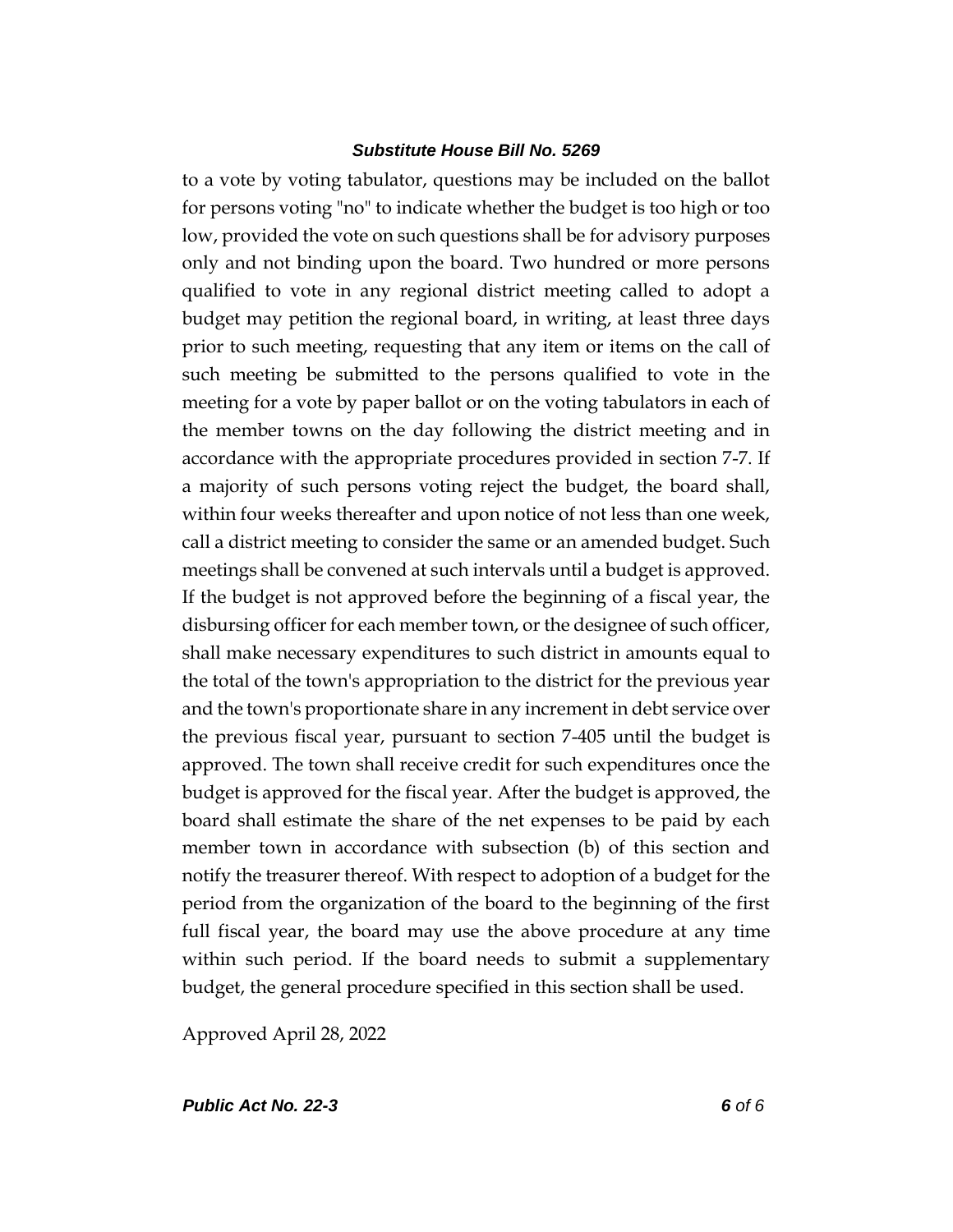to a vote by voting tabulator, questions may be included on the ballot for persons voting "no" to indicate whether the budget is too high or too low, provided the vote on such questions shall be for advisory purposes only and not binding upon the board. Two hundred or more persons qualified to vote in any regional district meeting called to adopt a budget may petition the regional board, in writing, at least three days prior to such meeting, requesting that any item or items on the call of such meeting be submitted to the persons qualified to vote in the meeting for a vote by paper ballot or on the voting tabulators in each of the member towns on the day following the district meeting and in accordance with the appropriate procedures provided in section 7-7. If a majority of such persons voting reject the budget, the board shall, within four weeks thereafter and upon notice of not less than one week, call a district meeting to consider the same or an amended budget. Such meetings shall be convened at such intervals until a budget is approved. If the budget is not approved before the beginning of a fiscal year, the disbursing officer for each member town, or the designee of such officer, shall make necessary expenditures to such district in amounts equal to the total of the town's appropriation to the district for the previous year and the town's proportionate share in any increment in debt service over the previous fiscal year, pursuant to section 7-405 until the budget is approved. The town shall receive credit for such expenditures once the budget is approved for the fiscal year. After the budget is approved, the board shall estimate the share of the net expenses to be paid by each member town in accordance with subsection (b) of this section and notify the treasurer thereof. With respect to adoption of a budget for the period from the organization of the board to the beginning of the first full fiscal year, the board may use the above procedure at any time within such period. If the board needs to submit a supplementary budget, the general procedure specified in this section shall be used.

Approved April 28, 2022